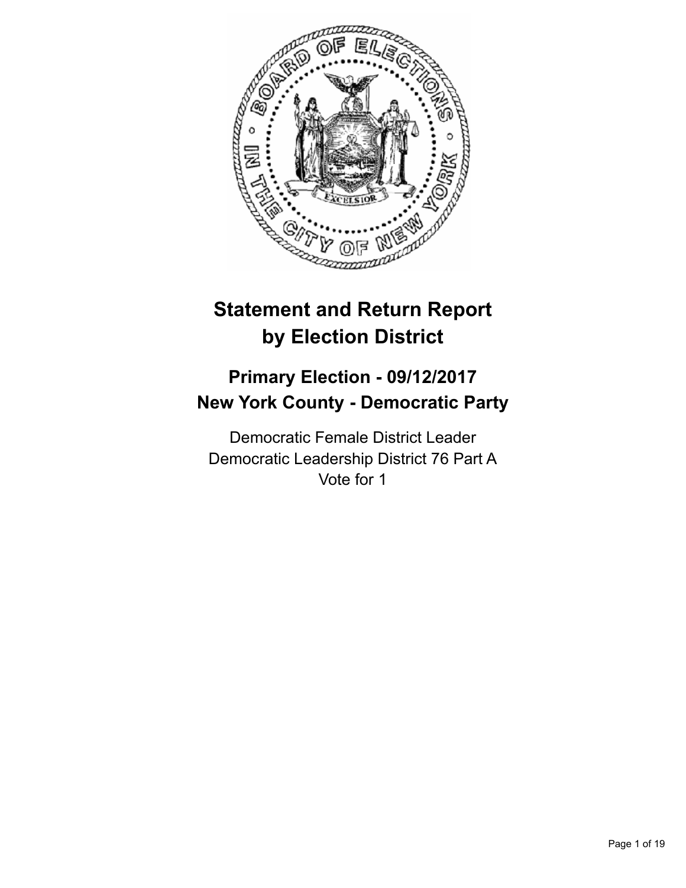# Statement and Return Report by Election District

## Primary Election - 09/12/2017
## New York County - Democratic Party

Democratic Female District Leader
Democratic Leadership District 76 Part A
Vote for 1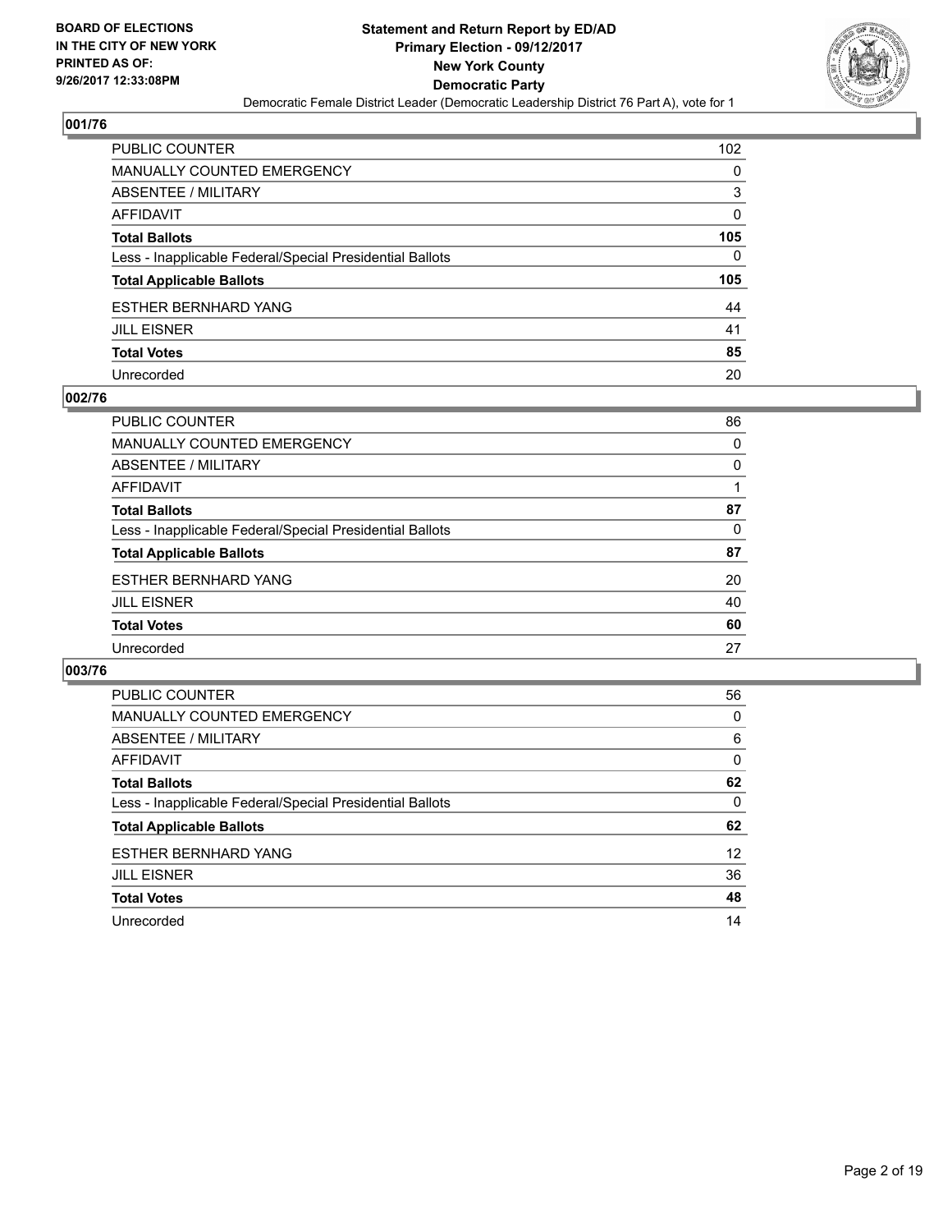**BOARD OF ELECTIONS IN THE CITY OF NEW YORK PRINTED AS OF: 9/26/2017 12:33:08PM**

**Statement and Return Report by ED/AD**
**Primary Election - 09/12/2017**
**New York County**
**Democratic Party**
Democratic Female District Leader (Democratic Leadership District 76 Part A), vote for 1

### 001/76

| | |
|---|---|
| PUBLIC COUNTER | 102 |
| MANUALLY COUNTED EMERGENCY | 0 |
| ABSENTEE / MILITARY | 3 |
| AFFIDAVIT | 0 |
| **Total Ballots** | **105** |
| Less - Inapplicable Federal/Special Presidential Ballots | 0 |
| **Total Applicable Ballots** | **105** |
| ESTHER BERNHARD YANG | 44 |
| JILL EISNER | 41 |
| **Total Votes** | **85** |
| Unrecorded | 20 |

### 002/76

| | |
|---|---|
| PUBLIC COUNTER | 86 |
| MANUALLY COUNTED EMERGENCY | 0 |
| ABSENTEE / MILITARY | 0 |
| AFFIDAVIT | 1 |
| **Total Ballots** | **87** |
| Less - Inapplicable Federal/Special Presidential Ballots | 0 |
| **Total Applicable Ballots** | **87** |
| ESTHER BERNHARD YANG | 20 |
| JILL EISNER | 40 |
| **Total Votes** | **60** |
| Unrecorded | 27 |

### 003/76

| | |
|---|---|
| PUBLIC COUNTER | 56 |
| MANUALLY COUNTED EMERGENCY | 0 |
| ABSENTEE / MILITARY | 6 |
| AFFIDAVIT | 0 |
| **Total Ballots** | **62** |
| Less - Inapplicable Federal/Special Presidential Ballots | 0 |
| **Total Applicable Ballots** | **62** |
| ESTHER BERNHARD YANG | 12 |
| JILL EISNER | 36 |
| **Total Votes** | **48** |
| Unrecorded | 14 |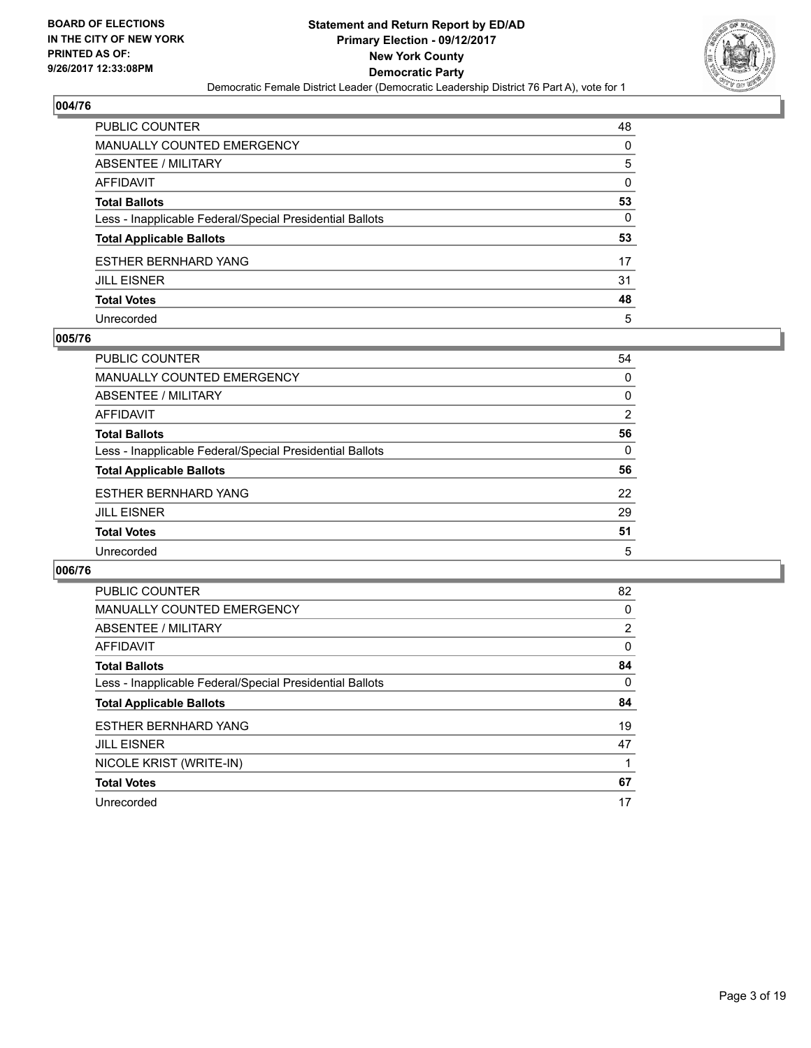**BOARD OF ELECTIONS IN THE CITY OF NEW YORK PRINTED AS OF: 9/26/2017 12:33:08PM**

**Statement and Return Report by ED/AD Primary Election - 09/12/2017 New York County Democratic Party**

Democratic Female District Leader (Democratic Leadership District 76 Part A), vote for 1

## 004/76

| | |
|---|---|
| PUBLIC COUNTER | 48 |
| MANUALLY COUNTED EMERGENCY | 0 |
| ABSENTEE / MILITARY | 5 |
| AFFIDAVIT | 0 |
| **Total Ballots** | **53** |
| Less - Inapplicable Federal/Special Presidential Ballots | 0 |
| **Total Applicable Ballots** | **53** |
| ESTHER BERNHARD YANG | 17 |
| JILL EISNER | 31 |
| **Total Votes** | **48** |
| Unrecorded | 5 |

## 005/76

| | |
|---|---|
| PUBLIC COUNTER | 54 |
| MANUALLY COUNTED EMERGENCY | 0 |
| ABSENTEE / MILITARY | 0 |
| AFFIDAVIT | 2 |
| **Total Ballots** | **56** |
| Less - Inapplicable Federal/Special Presidential Ballots | 0 |
| **Total Applicable Ballots** | **56** |
| ESTHER BERNHARD YANG | 22 |
| JILL EISNER | 29 |
| **Total Votes** | **51** |
| Unrecorded | 5 |

## 006/76

| | |
|---|---|
| PUBLIC COUNTER | 82 |
| MANUALLY COUNTED EMERGENCY | 0 |
| ABSENTEE / MILITARY | 2 |
| AFFIDAVIT | 0 |
| **Total Ballots** | **84** |
| Less - Inapplicable Federal/Special Presidential Ballots | 0 |
| **Total Applicable Ballots** | **84** |
| ESTHER BERNHARD YANG | 19 |
| JILL EISNER | 47 |
| NICOLE KRIST (WRITE-IN) | 1 |
| **Total Votes** | **67** |
| Unrecorded | 17 |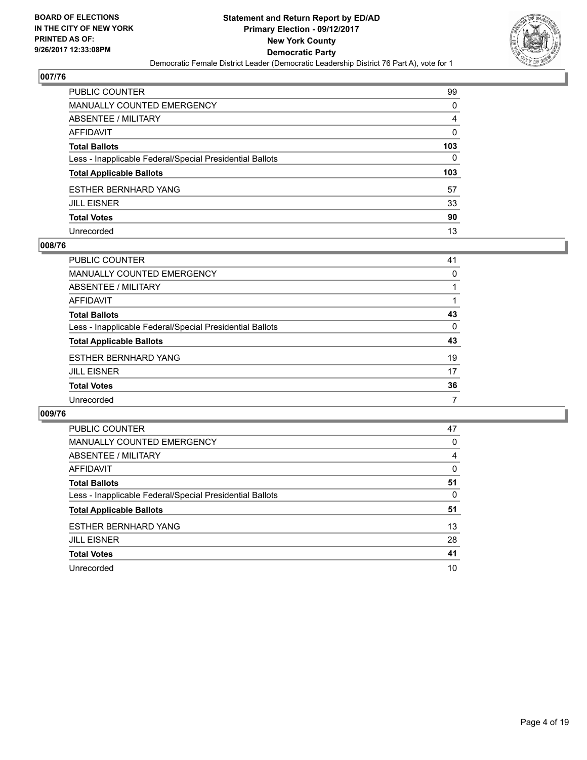**BOARD OF ELECTIONS IN THE CITY OF NEW YORK PRINTED AS OF: 9/26/2017 12:33:08PM**

**Statement and Return Report by ED/AD**
**Primary Election - 09/12/2017**
**New York County**
**Democratic Party**
Democratic Female District Leader (Democratic Leadership District 76 Part A), vote for 1

## 007/76

| | |
|---|---|
| PUBLIC COUNTER | 99 |
| MANUALLY COUNTED EMERGENCY | 0 |
| ABSENTEE / MILITARY | 4 |
| AFFIDAVIT | 0 |
| **Total Ballots** | **103** |
| Less - Inapplicable Federal/Special Presidential Ballots | 0 |
| **Total Applicable Ballots** | **103** |
| ESTHER BERNHARD YANG | 57 |
| JILL EISNER | 33 |
| **Total Votes** | **90** |
| Unrecorded | 13 |

## 008/76

| | |
|---|---|
| PUBLIC COUNTER | 41 |
| MANUALLY COUNTED EMERGENCY | 0 |
| ABSENTEE / MILITARY | 1 |
| AFFIDAVIT | 1 |
| **Total Ballots** | **43** |
| Less - Inapplicable Federal/Special Presidential Ballots | 0 |
| **Total Applicable Ballots** | **43** |
| ESTHER BERNHARD YANG | 19 |
| JILL EISNER | 17 |
| **Total Votes** | **36** |
| Unrecorded | 7 |

## 009/76

| | |
|---|---|
| PUBLIC COUNTER | 47 |
| MANUALLY COUNTED EMERGENCY | 0 |
| ABSENTEE / MILITARY | 4 |
| AFFIDAVIT | 0 |
| **Total Ballots** | **51** |
| Less - Inapplicable Federal/Special Presidential Ballots | 0 |
| **Total Applicable Ballots** | **51** |
| ESTHER BERNHARD YANG | 13 |
| JILL EISNER | 28 |
| **Total Votes** | **41** |
| Unrecorded | 10 |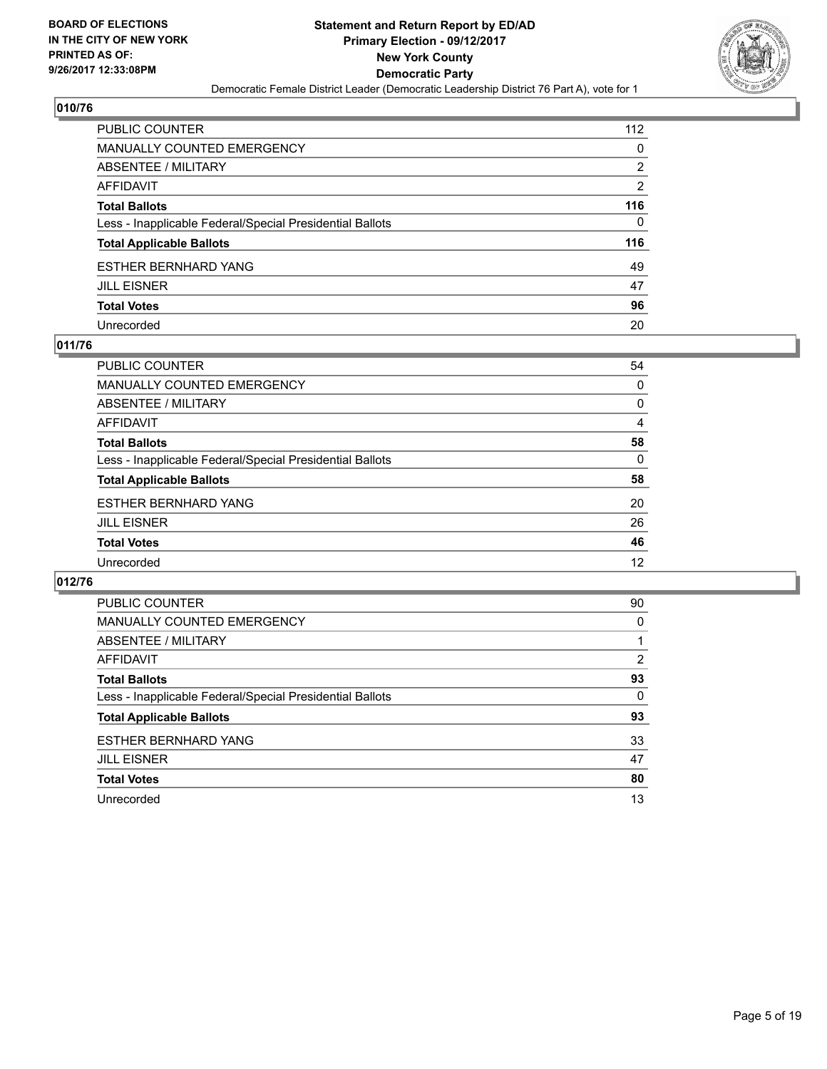## 010/76

| | |
|---|---|
| PUBLIC COUNTER | 112 |
| MANUALLY COUNTED EMERGENCY | 0 |
| ABSENTEE / MILITARY | 2 |
| AFFIDAVIT | 2 |
| **Total Ballots** | **116** |
| Less - Inapplicable Federal/Special Presidential Ballots | 0 |
| **Total Applicable Ballots** | **116** |
| ESTHER BERNHARD YANG | 49 |
| JILL EISNER | 47 |
| **Total Votes** | **96** |
| Unrecorded | 20 |

## 011/76

| | |
|---|---|
| PUBLIC COUNTER | 54 |
| MANUALLY COUNTED EMERGENCY | 0 |
| ABSENTEE / MILITARY | 0 |
| AFFIDAVIT | 4 |
| **Total Ballots** | **58** |
| Less - Inapplicable Federal/Special Presidential Ballots | 0 |
| **Total Applicable Ballots** | **58** |
| ESTHER BERNHARD YANG | 20 |
| JILL EISNER | 26 |
| **Total Votes** | **46** |
| Unrecorded | 12 |

## 012/76

| | |
|---|---|
| PUBLIC COUNTER | 90 |
| MANUALLY COUNTED EMERGENCY | 0 |
| ABSENTEE / MILITARY | 1 |
| AFFIDAVIT | 2 |
| **Total Ballots** | **93** |
| Less - Inapplicable Federal/Special Presidential Ballots | 0 |
| **Total Applicable Ballots** | **93** |
| ESTHER BERNHARD YANG | 33 |
| JILL EISNER | 47 |
| **Total Votes** | **80** |
| Unrecorded | 13 |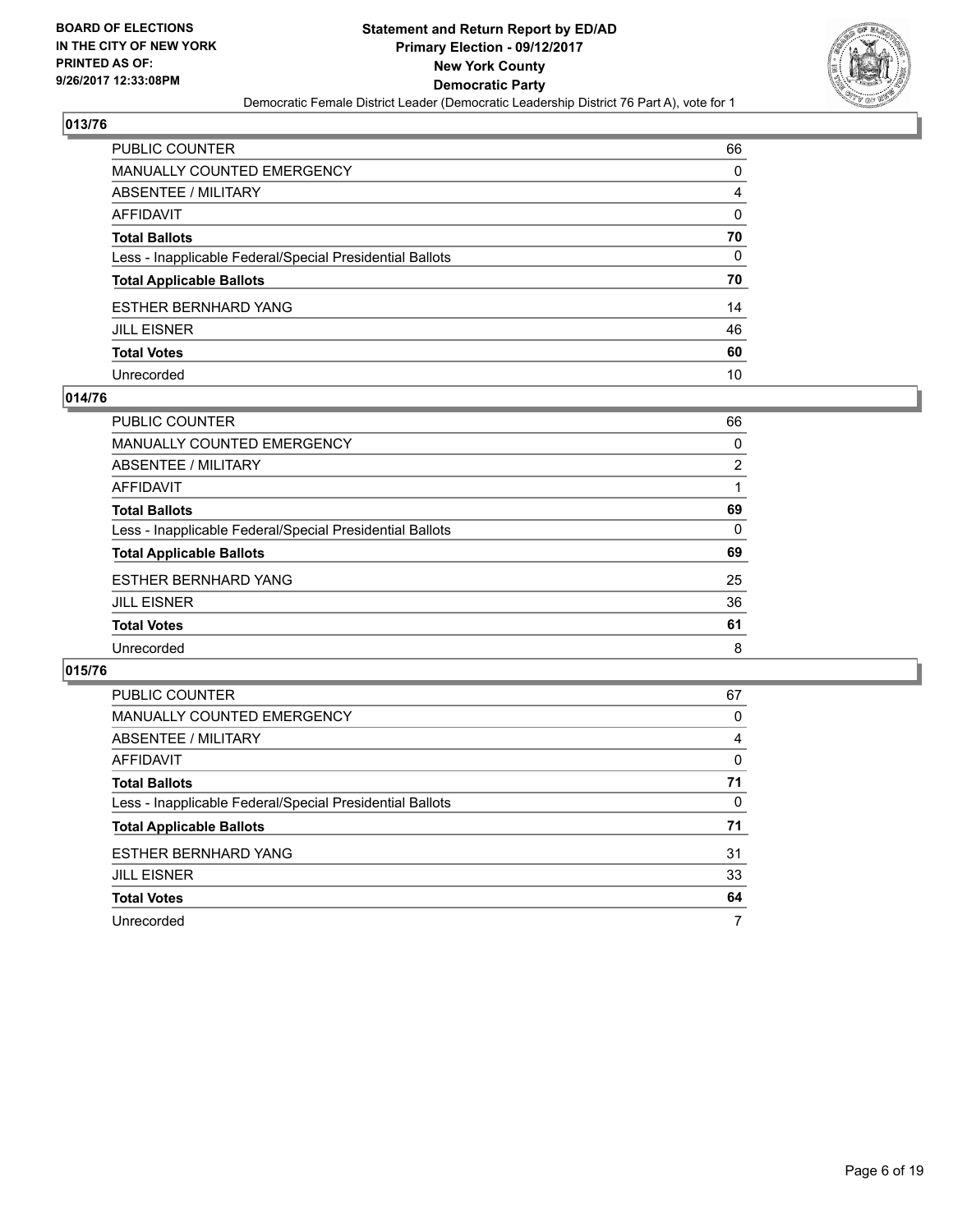**BOARD OF ELECTIONS IN THE CITY OF NEW YORK PRINTED AS OF: 9/26/2017 12:33:08PM**

**Statement and Return Report by ED/AD**
**Primary Election - 09/12/2017**
**New York County**
**Democratic Party**
Democratic Female District Leader (Democratic Leadership District 76 Part A), vote for 1

## 013/76

| | |
|---|---|
| PUBLIC COUNTER | 66 |
| MANUALLY COUNTED EMERGENCY | 0 |
| ABSENTEE / MILITARY | 4 |
| AFFIDAVIT | 0 |
| **Total Ballots** | **70** |
| Less - Inapplicable Federal/Special Presidential Ballots | 0 |
| **Total Applicable Ballots** | **70** |
| ESTHER BERNHARD YANG | 14 |
| JILL EISNER | 46 |
| **Total Votes** | **60** |
| Unrecorded | 10 |

## 014/76

| | |
|---|---|
| PUBLIC COUNTER | 66 |
| MANUALLY COUNTED EMERGENCY | 0 |
| ABSENTEE / MILITARY | 2 |
| AFFIDAVIT | 1 |
| **Total Ballots** | **69** |
| Less - Inapplicable Federal/Special Presidential Ballots | 0 |
| **Total Applicable Ballots** | **69** |
| ESTHER BERNHARD YANG | 25 |
| JILL EISNER | 36 |
| **Total Votes** | **61** |
| Unrecorded | 8 |

## 015/76

| | |
|---|---|
| PUBLIC COUNTER | 67 |
| MANUALLY COUNTED EMERGENCY | 0 |
| ABSENTEE / MILITARY | 4 |
| AFFIDAVIT | 0 |
| **Total Ballots** | **71** |
| Less - Inapplicable Federal/Special Presidential Ballots | 0 |
| **Total Applicable Ballots** | **71** |
| ESTHER BERNHARD YANG | 31 |
| JILL EISNER | 33 |
| **Total Votes** | **64** |
| Unrecorded | 7 |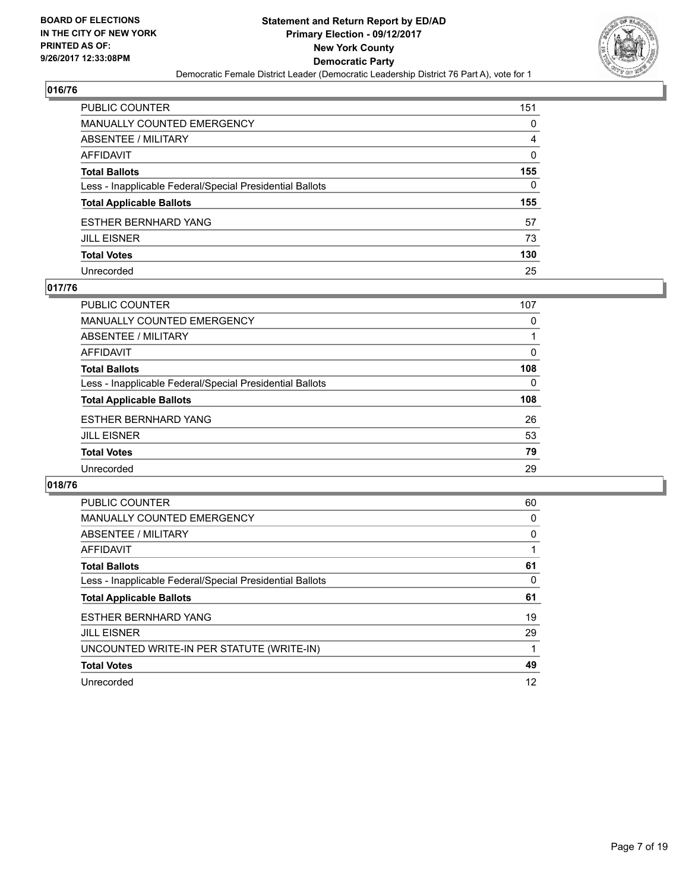BOARD OF ELECTIONS
IN THE CITY OF NEW YORK
PRINTED AS OF:
9/26/2017 12:33:08PM

**Statement and Return Report by ED/AD**
**Primary Election - 09/12/2017**
**New York County**
**Democratic Party**
Democratic Female District Leader (Democratic Leadership District 76 Part A), vote for 1

## 016/76

| | |
|---|---|
| PUBLIC COUNTER | 151 |
| MANUALLY COUNTED EMERGENCY | 0 |
| ABSENTEE / MILITARY | 4 |
| AFFIDAVIT | 0 |
| **Total Ballots** | **155** |
| Less - Inapplicable Federal/Special Presidential Ballots | 0 |
| **Total Applicable Ballots** | **155** |
| ESTHER BERNHARD YANG | 57 |
| JILL EISNER | 73 |
| **Total Votes** | **130** |
| Unrecorded | 25 |

## 017/76

| | |
|---|---|
| PUBLIC COUNTER | 107 |
| MANUALLY COUNTED EMERGENCY | 0 |
| ABSENTEE / MILITARY | 1 |
| AFFIDAVIT | 0 |
| **Total Ballots** | **108** |
| Less - Inapplicable Federal/Special Presidential Ballots | 0 |
| **Total Applicable Ballots** | **108** |
| ESTHER BERNHARD YANG | 26 |
| JILL EISNER | 53 |
| **Total Votes** | **79** |
| Unrecorded | 29 |

## 018/76

| | |
|---|---|
| PUBLIC COUNTER | 60 |
| MANUALLY COUNTED EMERGENCY | 0 |
| ABSENTEE / MILITARY | 0 |
| AFFIDAVIT | 1 |
| **Total Ballots** | **61** |
| Less - Inapplicable Federal/Special Presidential Ballots | 0 |
| **Total Applicable Ballots** | **61** |
| ESTHER BERNHARD YANG | 19 |
| JILL EISNER | 29 |
| UNCOUNTED WRITE-IN PER STATUTE (WRITE-IN) | 1 |
| **Total Votes** | **49** |
| Unrecorded | 12 |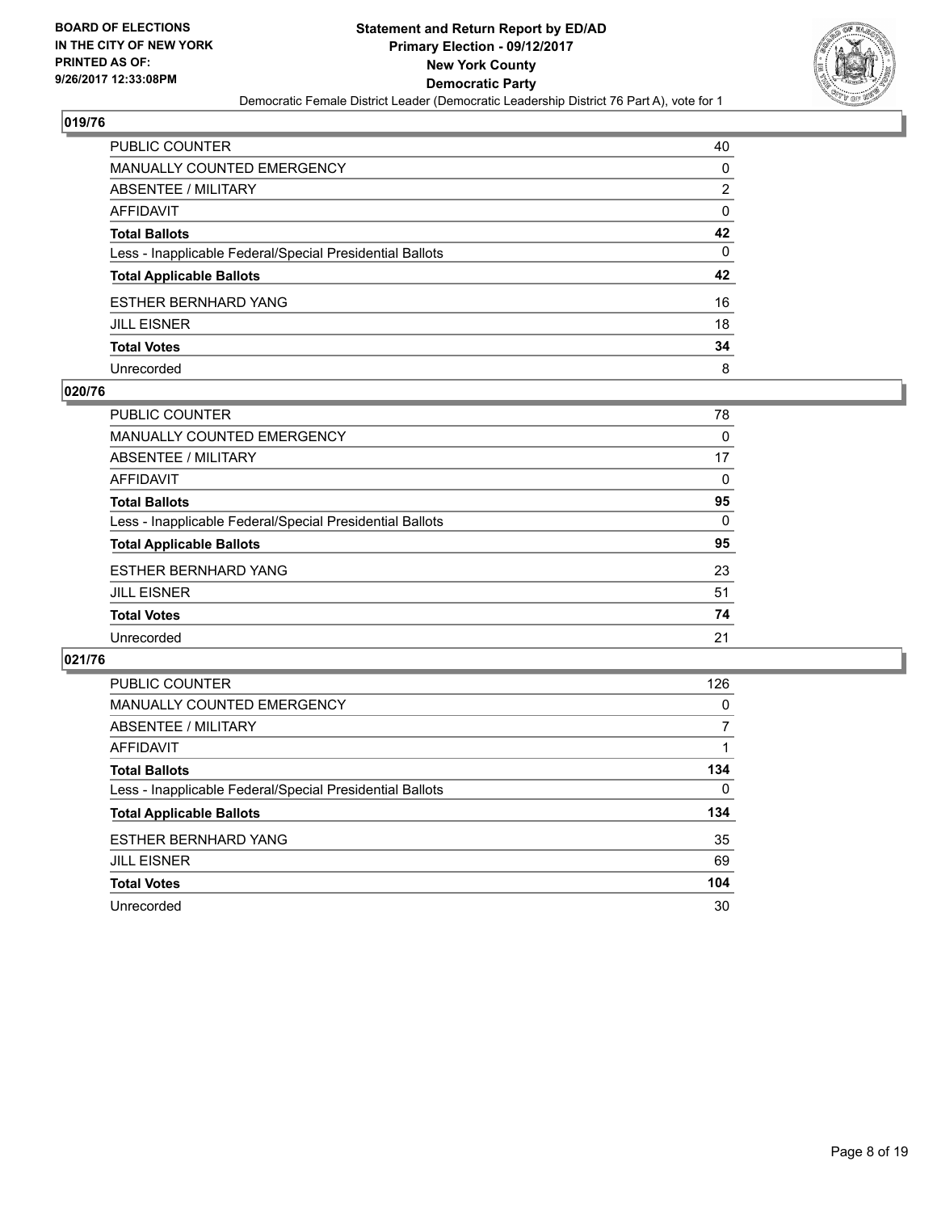**BOARD OF ELECTIONS IN THE CITY OF NEW YORK PRINTED AS OF: 9/26/2017 12:33:08PM**

**Statement and Return Report by ED/AD**
**Primary Election - 09/12/2017**
**New York County**
**Democratic Party**
Democratic Female District Leader (Democratic Leadership District 76 Part A), vote for 1

## 019/76

| | |
|---|---|
| PUBLIC COUNTER | 40 |
| MANUALLY COUNTED EMERGENCY | 0 |
| ABSENTEE / MILITARY | 2 |
| AFFIDAVIT | 0 |
| **Total Ballots** | **42** |
| Less - Inapplicable Federal/Special Presidential Ballots | 0 |
| **Total Applicable Ballots** | **42** |
| ESTHER BERNHARD YANG | 16 |
| JILL EISNER | 18 |
| **Total Votes** | **34** |
| Unrecorded | 8 |

## 020/76

| | |
|---|---|
| PUBLIC COUNTER | 78 |
| MANUALLY COUNTED EMERGENCY | 0 |
| ABSENTEE / MILITARY | 17 |
| AFFIDAVIT | 0 |
| **Total Ballots** | **95** |
| Less - Inapplicable Federal/Special Presidential Ballots | 0 |
| **Total Applicable Ballots** | **95** |
| ESTHER BERNHARD YANG | 23 |
| JILL EISNER | 51 |
| **Total Votes** | **74** |
| Unrecorded | 21 |

## 021/76

| | |
|---|---|
| PUBLIC COUNTER | 126 |
| MANUALLY COUNTED EMERGENCY | 0 |
| ABSENTEE / MILITARY | 7 |
| AFFIDAVIT | 1 |
| **Total Ballots** | **134** |
| Less - Inapplicable Federal/Special Presidential Ballots | 0 |
| **Total Applicable Ballots** | **134** |
| ESTHER BERNHARD YANG | 35 |
| JILL EISNER | 69 |
| **Total Votes** | **104** |
| Unrecorded | 30 |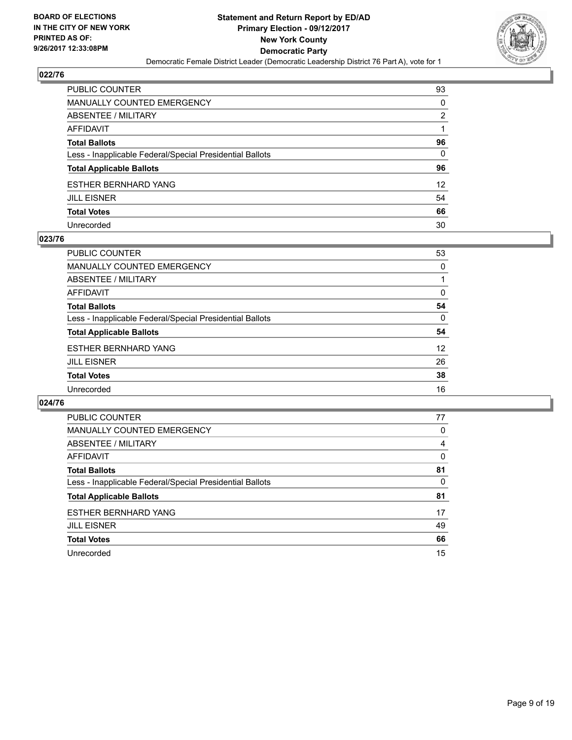**BOARD OF ELECTIONS IN THE CITY OF NEW YORK PRINTED AS OF: 9/26/2017 12:33:08PM**

**Statement and Return Report by ED/AD Primary Election - 09/12/2017 New York County Democratic Party**

Democratic Female District Leader (Democratic Leadership District 76 Part A), vote for 1

## 022/76

| | |
|---|---|
| PUBLIC COUNTER | 93 |
| MANUALLY COUNTED EMERGENCY | 0 |
| ABSENTEE / MILITARY | 2 |
| AFFIDAVIT | 1 |
| **Total Ballots** | **96** |
| Less - Inapplicable Federal/Special Presidential Ballots | 0 |
| **Total Applicable Ballots** | **96** |
| ESTHER BERNHARD YANG | 12 |
| JILL EISNER | 54 |
| **Total Votes** | **66** |
| Unrecorded | 30 |

## 023/76

| | |
|---|---|
| PUBLIC COUNTER | 53 |
| MANUALLY COUNTED EMERGENCY | 0 |
| ABSENTEE / MILITARY | 1 |
| AFFIDAVIT | 0 |
| **Total Ballots** | **54** |
| Less - Inapplicable Federal/Special Presidential Ballots | 0 |
| **Total Applicable Ballots** | **54** |
| ESTHER BERNHARD YANG | 12 |
| JILL EISNER | 26 |
| **Total Votes** | **38** |
| Unrecorded | 16 |

## 024/76

| | |
|---|---|
| PUBLIC COUNTER | 77 |
| MANUALLY COUNTED EMERGENCY | 0 |
| ABSENTEE / MILITARY | 4 |
| AFFIDAVIT | 0 |
| **Total Ballots** | **81** |
| Less - Inapplicable Federal/Special Presidential Ballots | 0 |
| **Total Applicable Ballots** | **81** |
| ESTHER BERNHARD YANG | 17 |
| JILL EISNER | 49 |
| **Total Votes** | **66** |
| Unrecorded | 15 |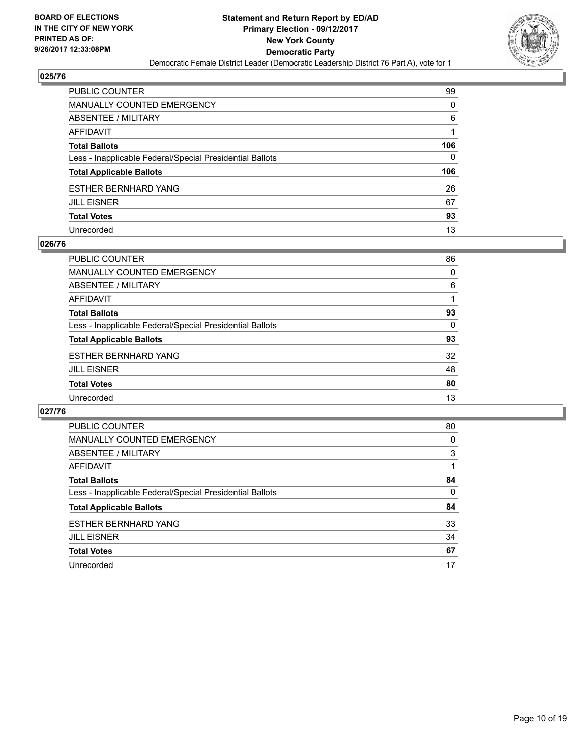**BOARD OF ELECTIONS IN THE CITY OF NEW YORK PRINTED AS OF: 9/26/2017 12:33:08PM**

**Statement and Return Report by ED/AD Primary Election - 09/12/2017 New York County Democratic Party**

Democratic Female District Leader (Democratic Leadership District 76 Part A), vote for 1

## 025/76

| | |
|---|---|
| PUBLIC COUNTER | 99 |
| MANUALLY COUNTED EMERGENCY | 0 |
| ABSENTEE / MILITARY | 6 |
| AFFIDAVIT | 1 |
| **Total Ballots** | **106** |
| Less - Inapplicable Federal/Special Presidential Ballots | 0 |
| **Total Applicable Ballots** | **106** |
| ESTHER BERNHARD YANG | 26 |
| JILL EISNER | 67 |
| **Total Votes** | **93** |
| Unrecorded | 13 |

## 026/76

| | |
|---|---|
| PUBLIC COUNTER | 86 |
| MANUALLY COUNTED EMERGENCY | 0 |
| ABSENTEE / MILITARY | 6 |
| AFFIDAVIT | 1 |
| **Total Ballots** | **93** |
| Less - Inapplicable Federal/Special Presidential Ballots | 0 |
| **Total Applicable Ballots** | **93** |
| ESTHER BERNHARD YANG | 32 |
| JILL EISNER | 48 |
| **Total Votes** | **80** |
| Unrecorded | 13 |

## 027/76

| | |
|---|---|
| PUBLIC COUNTER | 80 |
| MANUALLY COUNTED EMERGENCY | 0 |
| ABSENTEE / MILITARY | 3 |
| AFFIDAVIT | 1 |
| **Total Ballots** | **84** |
| Less - Inapplicable Federal/Special Presidential Ballots | 0 |
| **Total Applicable Ballots** | **84** |
| ESTHER BERNHARD YANG | 33 |
| JILL EISNER | 34 |
| **Total Votes** | **67** |
| Unrecorded | 17 |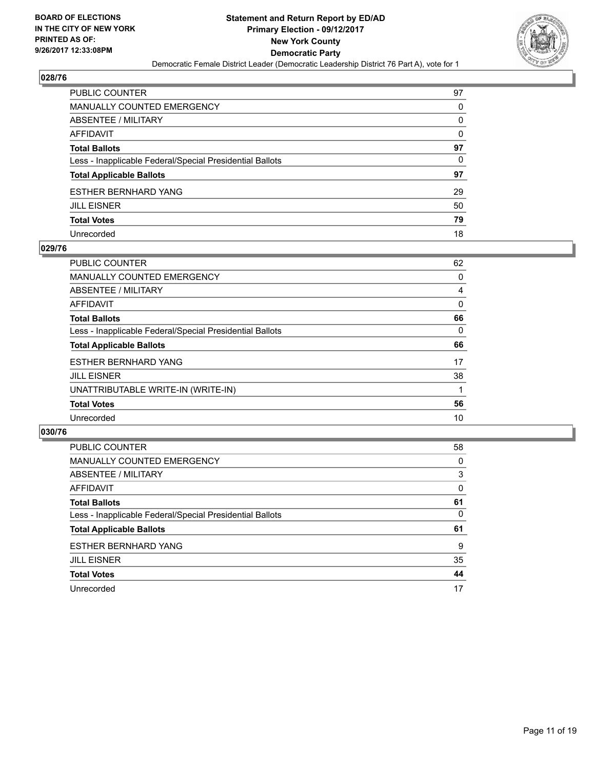BOARD OF ELECTIONS
IN THE CITY OF NEW YORK
PRINTED AS OF:
9/26/2017 12:33:08PM

**Statement and Return Report by ED/AD**
**Primary Election - 09/12/2017**
**New York County**
**Democratic Party**
Democratic Female District Leader (Democratic Leadership District 76 Part A), vote for 1

### 028/76

| | |
|---|---|
| PUBLIC COUNTER | 97 |
| MANUALLY COUNTED EMERGENCY | 0 |
| ABSENTEE / MILITARY | 0 |
| AFFIDAVIT | 0 |
| **Total Ballots** | **97** |
| Less - Inapplicable Federal/Special Presidential Ballots | 0 |
| **Total Applicable Ballots** | **97** |
| ESTHER BERNHARD YANG | 29 |
| JILL EISNER | 50 |
| **Total Votes** | **79** |
| Unrecorded | 18 |

### 029/76

| | |
|---|---|
| PUBLIC COUNTER | 62 |
| MANUALLY COUNTED EMERGENCY | 0 |
| ABSENTEE / MILITARY | 4 |
| AFFIDAVIT | 0 |
| **Total Ballots** | **66** |
| Less - Inapplicable Federal/Special Presidential Ballots | 0 |
| **Total Applicable Ballots** | **66** |
| ESTHER BERNHARD YANG | 17 |
| JILL EISNER | 38 |
| UNATTRIBUTABLE WRITE-IN (WRITE-IN) | 1 |
| **Total Votes** | **56** |
| Unrecorded | 10 |

### 030/76

| | |
|---|---|
| PUBLIC COUNTER | 58 |
| MANUALLY COUNTED EMERGENCY | 0 |
| ABSENTEE / MILITARY | 3 |
| AFFIDAVIT | 0 |
| **Total Ballots** | **61** |
| Less - Inapplicable Federal/Special Presidential Ballots | 0 |
| **Total Applicable Ballots** | **61** |
| ESTHER BERNHARD YANG | 9 |
| JILL EISNER | 35 |
| **Total Votes** | **44** |
| Unrecorded | 17 |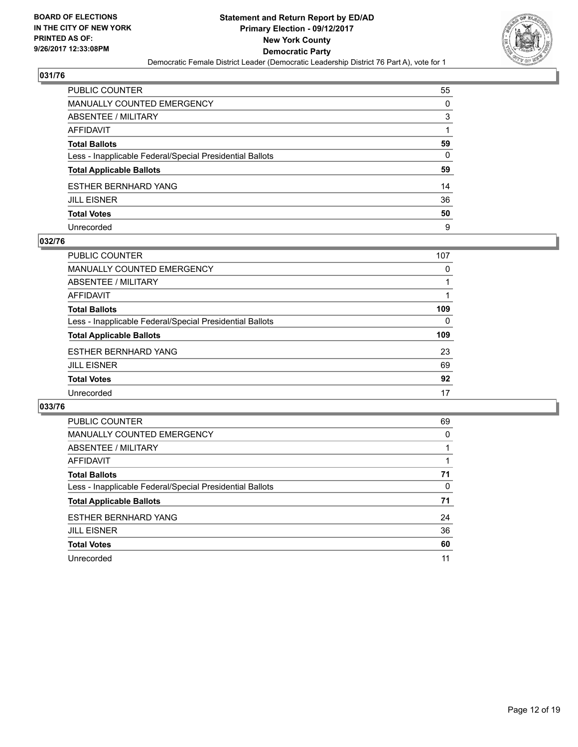BOARD OF ELECTIONS
IN THE CITY OF NEW YORK
PRINTED AS OF:
9/26/2017 12:33:08PM

**Statement and Return Report by ED/AD**
**Primary Election - 09/12/2017**
**New York County**
**Democratic Party**
Democratic Female District Leader (Democratic Leadership District 76 Part A), vote for 1

### 031/76

| | |
|---|---|
| PUBLIC COUNTER | 55 |
| MANUALLY COUNTED EMERGENCY | 0 |
| ABSENTEE / MILITARY | 3 |
| AFFIDAVIT | 1 |
| **Total Ballots** | **59** |
| Less - Inapplicable Federal/Special Presidential Ballots | 0 |
| **Total Applicable Ballots** | **59** |
| ESTHER BERNHARD YANG | 14 |
| JILL EISNER | 36 |
| **Total Votes** | **50** |
| Unrecorded | 9 |

### 032/76

| | |
|---|---|
| PUBLIC COUNTER | 107 |
| MANUALLY COUNTED EMERGENCY | 0 |
| ABSENTEE / MILITARY | 1 |
| AFFIDAVIT | 1 |
| **Total Ballots** | **109** |
| Less - Inapplicable Federal/Special Presidential Ballots | 0 |
| **Total Applicable Ballots** | **109** |
| ESTHER BERNHARD YANG | 23 |
| JILL EISNER | 69 |
| **Total Votes** | **92** |
| Unrecorded | 17 |

### 033/76

| | |
|---|---|
| PUBLIC COUNTER | 69 |
| MANUALLY COUNTED EMERGENCY | 0 |
| ABSENTEE / MILITARY | 1 |
| AFFIDAVIT | 1 |
| **Total Ballots** | **71** |
| Less - Inapplicable Federal/Special Presidential Ballots | 0 |
| **Total Applicable Ballots** | **71** |
| ESTHER BERNHARD YANG | 24 |
| JILL EISNER | 36 |
| **Total Votes** | **60** |
| Unrecorded | 11 |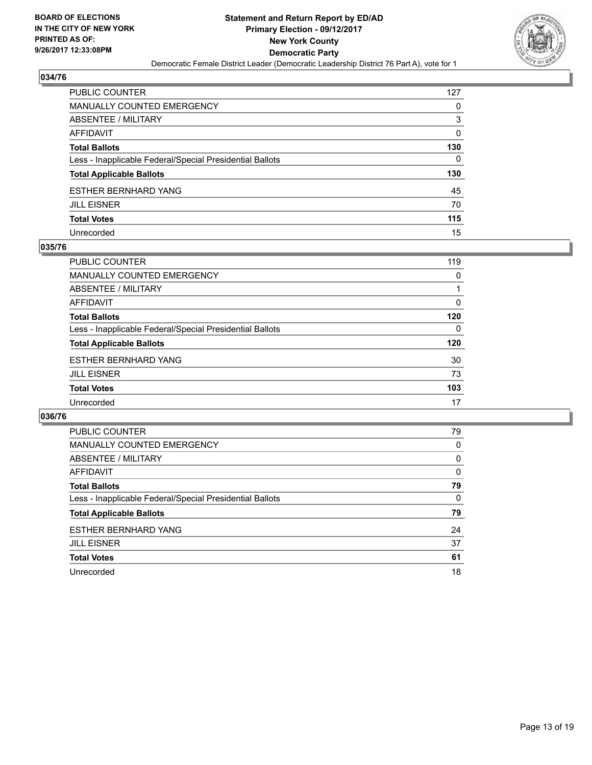**BOARD OF ELECTIONS IN THE CITY OF NEW YORK PRINTED AS OF: 9/26/2017 12:33:08PM**

# Statement and Return Report by ED/AD
## Primary Election - 09/12/2017
## New York County
## Democratic Party

Democratic Female District Leader (Democratic Leadership District 76 Part A), vote for 1

### 034/76

| | |
|---|---|
| PUBLIC COUNTER | 127 |
| MANUALLY COUNTED EMERGENCY | 0 |
| ABSENTEE / MILITARY | 3 |
| AFFIDAVIT | 0 |
| **Total Ballots** | **130** |
| Less - Inapplicable Federal/Special Presidential Ballots | 0 |
| **Total Applicable Ballots** | **130** |
| ESTHER BERNHARD YANG | 45 |
| JILL EISNER | 70 |
| **Total Votes** | **115** |
| Unrecorded | 15 |

### 035/76

| | |
|---|---|
| PUBLIC COUNTER | 119 |
| MANUALLY COUNTED EMERGENCY | 0 |
| ABSENTEE / MILITARY | 1 |
| AFFIDAVIT | 0 |
| **Total Ballots** | **120** |
| Less - Inapplicable Federal/Special Presidential Ballots | 0 |
| **Total Applicable Ballots** | **120** |
| ESTHER BERNHARD YANG | 30 |
| JILL EISNER | 73 |
| **Total Votes** | **103** |
| Unrecorded | 17 |

### 036/76

| | |
|---|---|
| PUBLIC COUNTER | 79 |
| MANUALLY COUNTED EMERGENCY | 0 |
| ABSENTEE / MILITARY | 0 |
| AFFIDAVIT | 0 |
| **Total Ballots** | **79** |
| Less - Inapplicable Federal/Special Presidential Ballots | 0 |
| **Total Applicable Ballots** | **79** |
| ESTHER BERNHARD YANG | 24 |
| JILL EISNER | 37 |
| **Total Votes** | **61** |
| Unrecorded | 18 |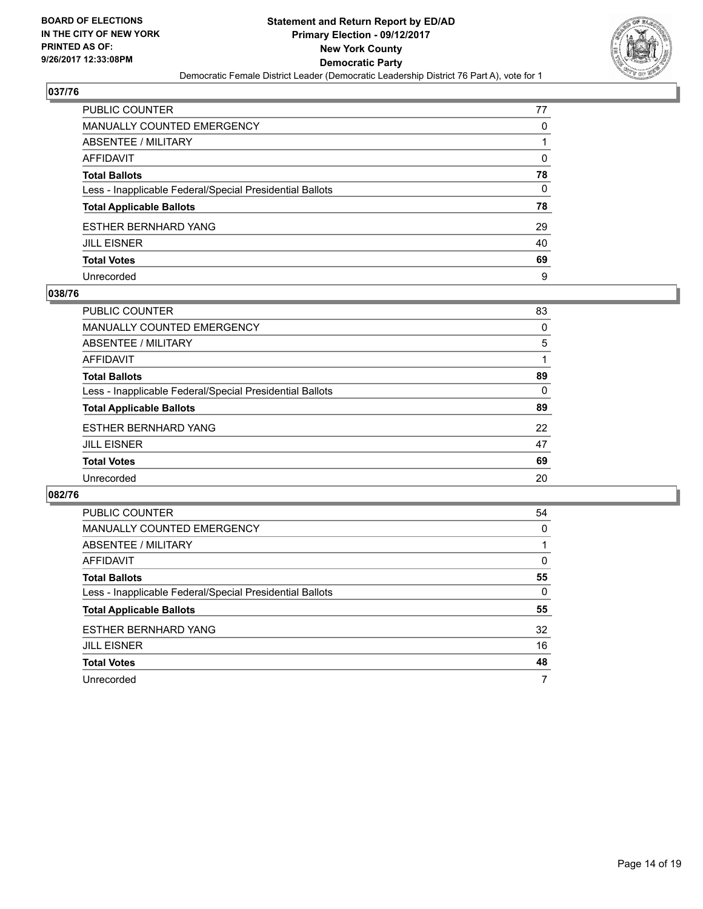**BOARD OF ELECTIONS IN THE CITY OF NEW YORK PRINTED AS OF: 9/26/2017 12:33:08PM**

**Statement and Return Report by ED/AD Primary Election - 09/12/2017 New York County Democratic Party**

Democratic Female District Leader (Democratic Leadership District 76 Part A), vote for 1

## 037/76

| | |
|---|---|
| PUBLIC COUNTER | 77 |
| MANUALLY COUNTED EMERGENCY | 0 |
| ABSENTEE / MILITARY | 1 |
| AFFIDAVIT | 0 |
| **Total Ballots** | **78** |
| Less - Inapplicable Federal/Special Presidential Ballots | 0 |
| **Total Applicable Ballots** | **78** |
| ESTHER BERNHARD YANG | 29 |
| JILL EISNER | 40 |
| **Total Votes** | **69** |
| Unrecorded | 9 |

## 038/76

| | |
|---|---|
| PUBLIC COUNTER | 83 |
| MANUALLY COUNTED EMERGENCY | 0 |
| ABSENTEE / MILITARY | 5 |
| AFFIDAVIT | 1 |
| **Total Ballots** | **89** |
| Less - Inapplicable Federal/Special Presidential Ballots | 0 |
| **Total Applicable Ballots** | **89** |
| ESTHER BERNHARD YANG | 22 |
| JILL EISNER | 47 |
| **Total Votes** | **69** |
| Unrecorded | 20 |

## 082/76

| | |
|---|---|
| PUBLIC COUNTER | 54 |
| MANUALLY COUNTED EMERGENCY | 0 |
| ABSENTEE / MILITARY | 1 |
| AFFIDAVIT | 0 |
| **Total Ballots** | **55** |
| Less - Inapplicable Federal/Special Presidential Ballots | 0 |
| **Total Applicable Ballots** | **55** |
| ESTHER BERNHARD YANG | 32 |
| JILL EISNER | 16 |
| **Total Votes** | **48** |
| Unrecorded | 7 |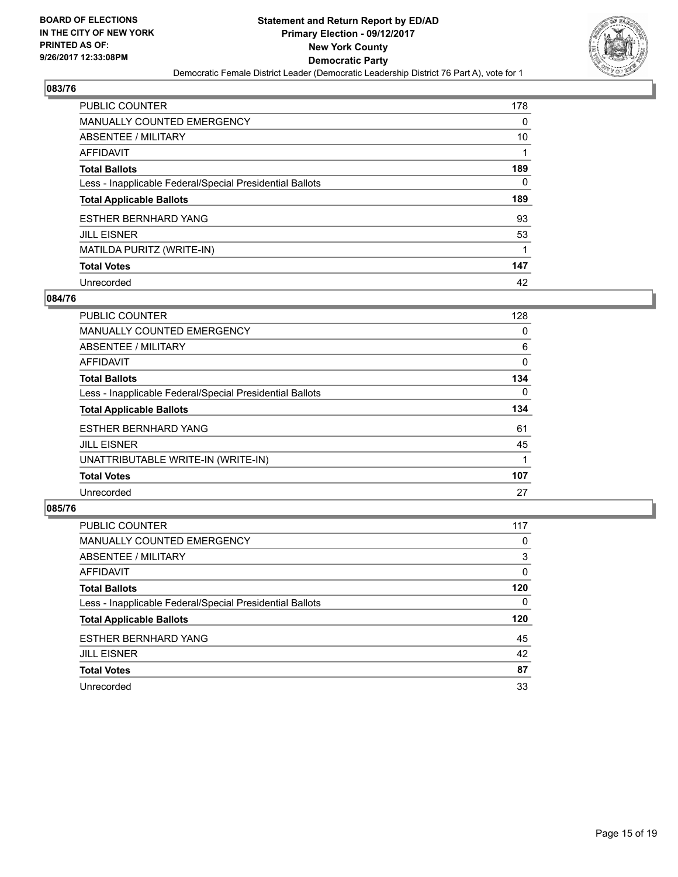**BOARD OF ELECTIONS IN THE CITY OF NEW YORK PRINTED AS OF: 9/26/2017 12:33:08PM**

**Statement and Return Report by ED/AD Primary Election - 09/12/2017 New York County Democratic Party**

Democratic Female District Leader (Democratic Leadership District 76 Part A), vote for 1

## 083/76

| | |
|---|---|
| PUBLIC COUNTER | 178 |
| MANUALLY COUNTED EMERGENCY | 0 |
| ABSENTEE / MILITARY | 10 |
| AFFIDAVIT | 1 |
| **Total Ballots** | **189** |
| Less - Inapplicable Federal/Special Presidential Ballots | 0 |
| **Total Applicable Ballots** | **189** |
| ESTHER BERNHARD YANG | 93 |
| JILL EISNER | 53 |
| MATILDA PURITZ (WRITE-IN) | 1 |
| **Total Votes** | **147** |
| Unrecorded | 42 |

## 084/76

| | |
|---|---|
| PUBLIC COUNTER | 128 |
| MANUALLY COUNTED EMERGENCY | 0 |
| ABSENTEE / MILITARY | 6 |
| AFFIDAVIT | 0 |
| **Total Ballots** | **134** |
| Less - Inapplicable Federal/Special Presidential Ballots | 0 |
| **Total Applicable Ballots** | **134** |
| ESTHER BERNHARD YANG | 61 |
| JILL EISNER | 45 |
| UNATTRIBUTABLE WRITE-IN (WRITE-IN) | 1 |
| **Total Votes** | **107** |
| Unrecorded | 27 |

## 085/76

| | |
|---|---|
| PUBLIC COUNTER | 117 |
| MANUALLY COUNTED EMERGENCY | 0 |
| ABSENTEE / MILITARY | 3 |
| AFFIDAVIT | 0 |
| **Total Ballots** | **120** |
| Less - Inapplicable Federal/Special Presidential Ballots | 0 |
| **Total Applicable Ballots** | **120** |
| ESTHER BERNHARD YANG | 45 |
| JILL EISNER | 42 |
| **Total Votes** | **87** |
| Unrecorded | 33 |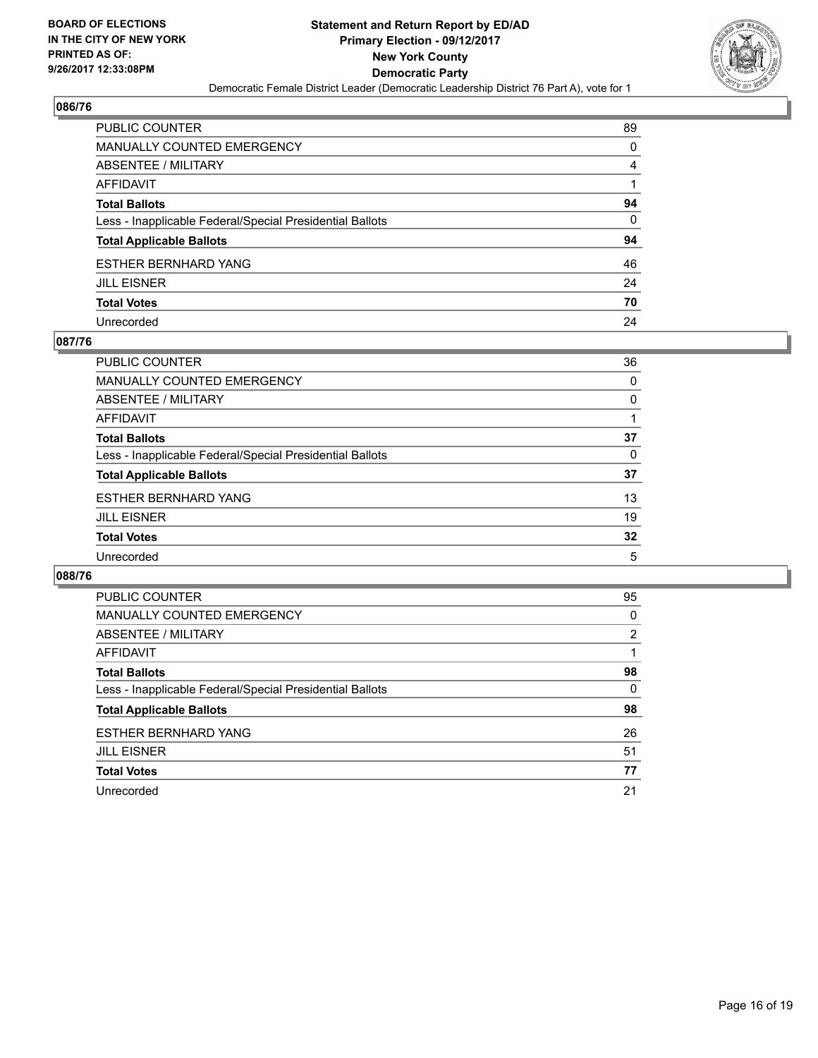**BOARD OF ELECTIONS IN THE CITY OF NEW YORK PRINTED AS OF: 9/26/2017 12:33:08PM**

# Statement and Return Report by ED/AD
## Primary Election - 09/12/2017
## New York County
## Democratic Party

Democratic Female District Leader (Democratic Leadership District 76 Part A), vote for 1

### 086/76

| | |
|---|---|
| PUBLIC COUNTER | 89 |
| MANUALLY COUNTED EMERGENCY | 0 |
| ABSENTEE / MILITARY | 4 |
| AFFIDAVIT | 1 |
| **Total Ballots** | **94** |
| Less - Inapplicable Federal/Special Presidential Ballots | 0 |
| **Total Applicable Ballots** | **94** |
| ESTHER BERNHARD YANG | 46 |
| JILL EISNER | 24 |
| **Total Votes** | **70** |
| Unrecorded | 24 |

### 087/76

| | |
|---|---|
| PUBLIC COUNTER | 36 |
| MANUALLY COUNTED EMERGENCY | 0 |
| ABSENTEE / MILITARY | 0 |
| AFFIDAVIT | 1 |
| **Total Ballots** | **37** |
| Less - Inapplicable Federal/Special Presidential Ballots | 0 |
| **Total Applicable Ballots** | **37** |
| ESTHER BERNHARD YANG | 13 |
| JILL EISNER | 19 |
| **Total Votes** | **32** |
| Unrecorded | 5 |

### 088/76

| | |
|---|---|
| PUBLIC COUNTER | 95 |
| MANUALLY COUNTED EMERGENCY | 0 |
| ABSENTEE / MILITARY | 2 |
| AFFIDAVIT | 1 |
| **Total Ballots** | **98** |
| Less - Inapplicable Federal/Special Presidential Ballots | 0 |
| **Total Applicable Ballots** | **98** |
| ESTHER BERNHARD YANG | 26 |
| JILL EISNER | 51 |
| **Total Votes** | **77** |
| Unrecorded | 21 |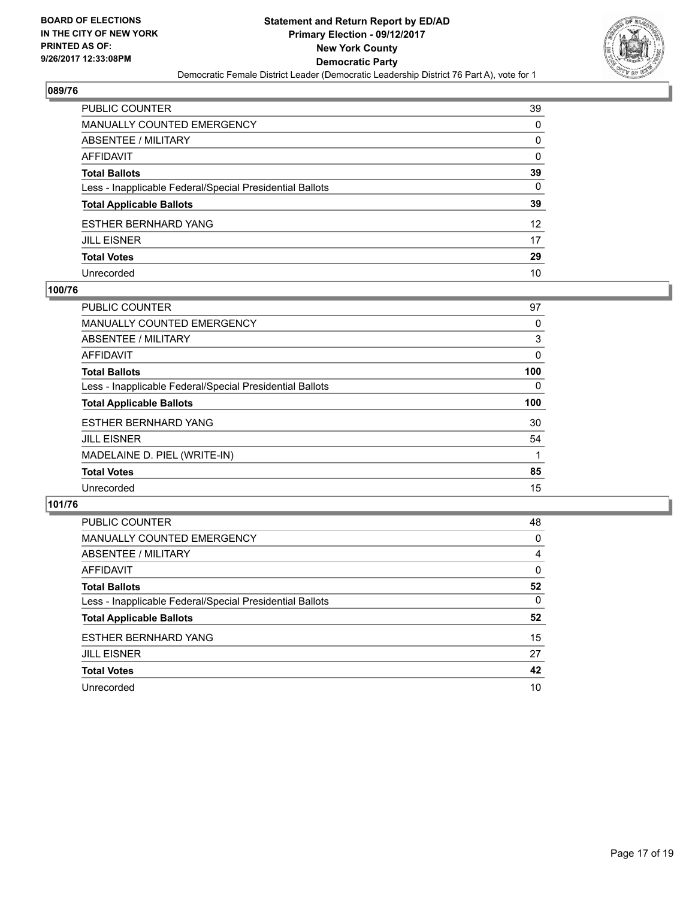## 089/76

| | |
|---|---|
| PUBLIC COUNTER | 39 |
| MANUALLY COUNTED EMERGENCY | 0 |
| ABSENTEE / MILITARY | 0 |
| AFFIDAVIT | 0 |
| **Total Ballots** | **39** |
| Less - Inapplicable Federal/Special Presidential Ballots | 0 |
| **Total Applicable Ballots** | **39** |
| ESTHER BERNHARD YANG | 12 |
| JILL EISNER | 17 |
| **Total Votes** | **29** |
| Unrecorded | 10 |

## 100/76

| | |
|---|---|
| PUBLIC COUNTER | 97 |
| MANUALLY COUNTED EMERGENCY | 0 |
| ABSENTEE / MILITARY | 3 |
| AFFIDAVIT | 0 |
| **Total Ballots** | **100** |
| Less - Inapplicable Federal/Special Presidential Ballots | 0 |
| **Total Applicable Ballots** | **100** |
| ESTHER BERNHARD YANG | 30 |
| JILL EISNER | 54 |
| MADELAINE D. PIEL (WRITE-IN) | 1 |
| **Total Votes** | **85** |
| Unrecorded | 15 |

## 101/76

| | |
|---|---|
| PUBLIC COUNTER | 48 |
| MANUALLY COUNTED EMERGENCY | 0 |
| ABSENTEE / MILITARY | 4 |
| AFFIDAVIT | 0 |
| **Total Ballots** | **52** |
| Less - Inapplicable Federal/Special Presidential Ballots | 0 |
| **Total Applicable Ballots** | **52** |
| ESTHER BERNHARD YANG | 15 |
| JILL EISNER | 27 |
| **Total Votes** | **42** |
| Unrecorded | 10 |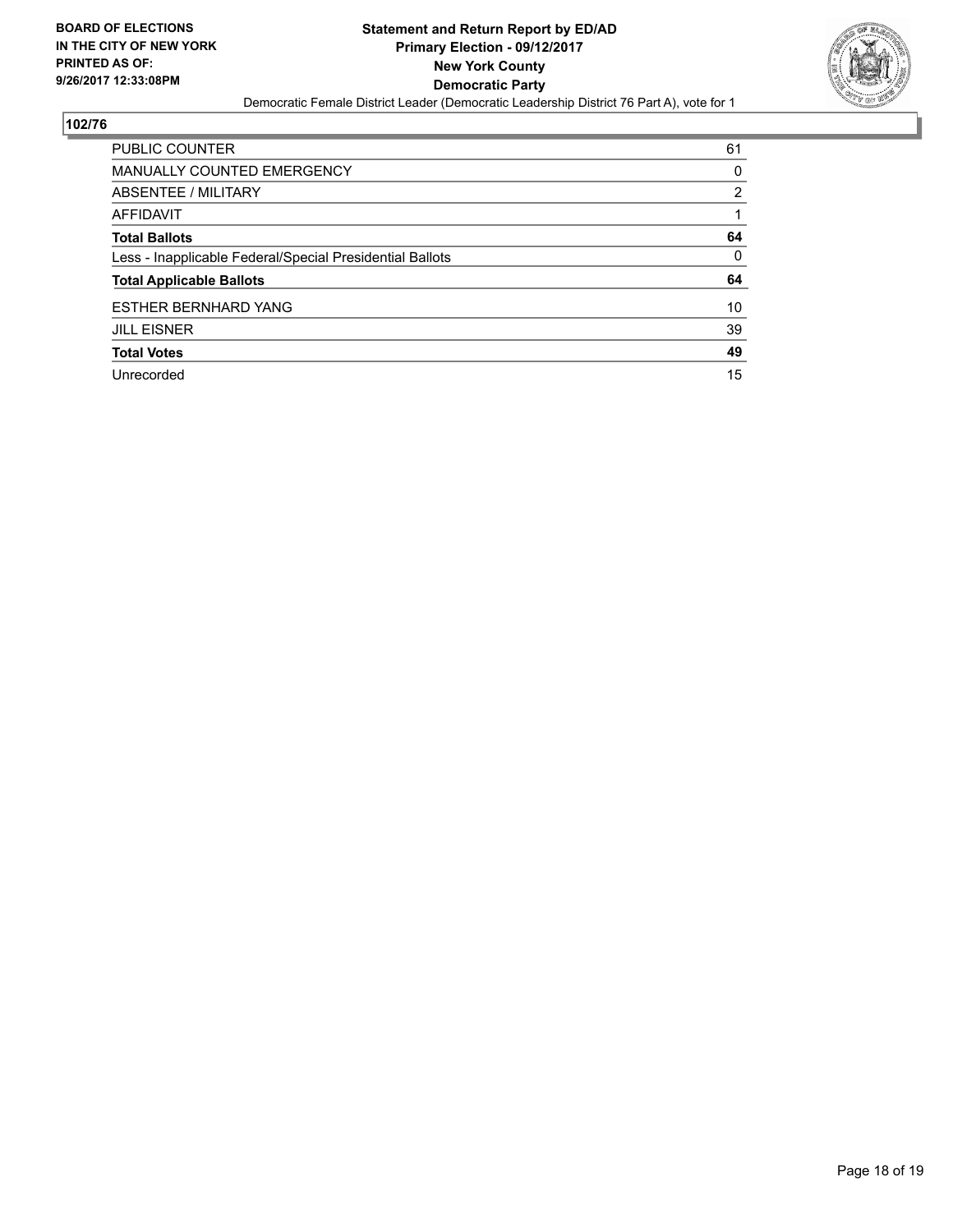BOARD OF ELECTIONS
IN THE CITY OF NEW YORK
PRINTED AS OF:
9/26/2017 12:33:08PM

**Statement and Return Report by ED/AD**
**Primary Election - 09/12/2017**
**New York County**
**Democratic Party**
Democratic Female District Leader (Democratic Leadership District 76 Part A), vote for 1

## 102/76

| | |
|---|---|
| PUBLIC COUNTER | 61 |
| MANUALLY COUNTED EMERGENCY | 0 |
| ABSENTEE / MILITARY | 2 |
| AFFIDAVIT | 1 |
| **Total Ballots** | **64** |
| Less - Inapplicable Federal/Special Presidential Ballots | 0 |
| **Total Applicable Ballots** | **64** |
| ESTHER BERNHARD YANG | 10 |
| JILL EISNER | 39 |
| **Total Votes** | **49** |
| Unrecorded | 15 |